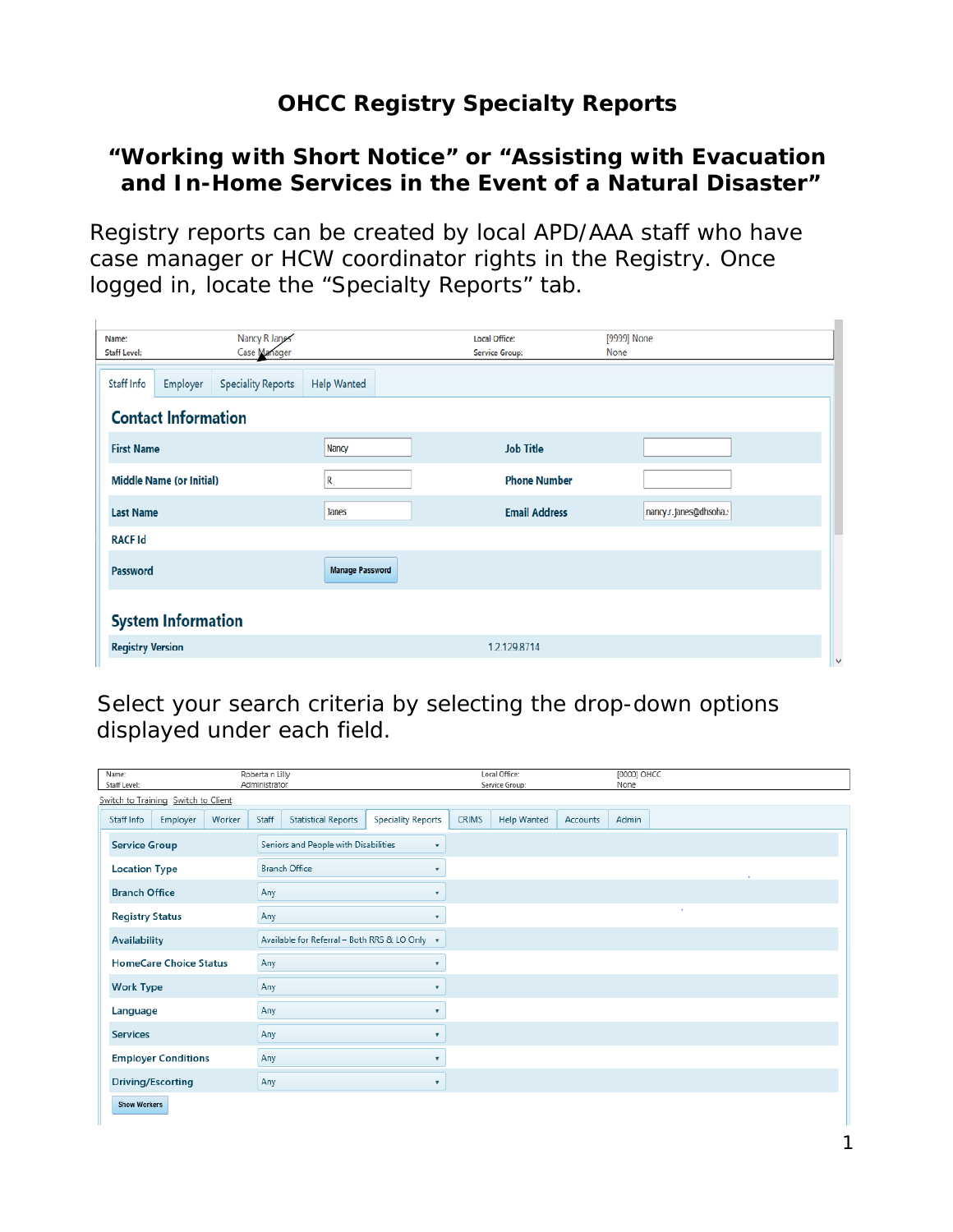# OHCC Registry Specialty Reports

## “Working with Short Notice” or “Assisting with Evacuation and In-Home Services in the Event of a Natural Disaster”

Registry reports can be created by local APD/AAA staff who have case manager or HCW coordinator rights in the Registry. Once logged in, locate the “Specialty Reports” tab.

| Name: | Nancy R Janes | Local Office: | [9999] None |
|---|---|---|---|
| Staff Level: | Case Manager | Service Group: | None |

Staff Info | Employer | Speciality Reports | Help Wanted

### Contact Information

| | | | |
|---|---|---|---|
| First Name | Nancy | Job Title | |
| Middle Name (or Initial) | R | Phone Number | |
| Last Name | Janes | Email Address | nancy.r.janes@dhsoha.s |
| RACF Id | | | |
| Password | Manage Password | | |

### System Information

| | |
|---|---|
| Registry Version | 1.2.1298714 |

Select your search criteria by selecting the drop-down options displayed under each field.

| Name: | Roberta n Lilly | Local Office: | [0000] OHCC |
|---|---|---|---|
| Staff Level: | Administrator | Service Group: | None |

Switch to Training  Switch to Client

Staff Info | Employer | Worker | Staff | Statistical Reports | Speciality Reports | CRIMS | Help Wanted | Accounts | Admin

| Field | Selection |
|---|---|
| Service Group | Seniors and People with Disabilities |
| Location Type | Branch Office |
| Branch Office | Any |
| Registry Status | Any |
| Availability | Available for Referral – Both RRS & LO Only |
| HomeCare Choice Status | Any |
| Work Type | Any |
| Language | Any |
| Services | Any |
| Employer Conditions | Any |
| Driving/Escorting | Any |

Show Workers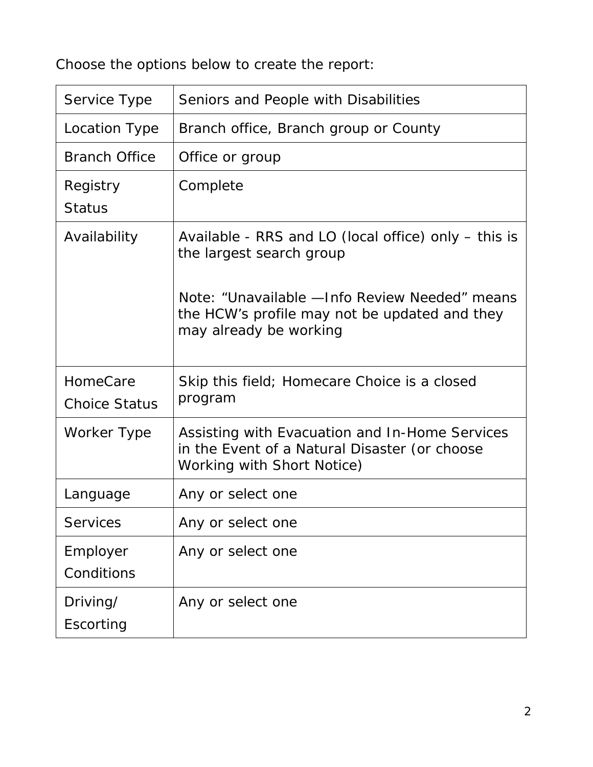Choose the options below to create the report:

| | |
|---|---|
| Service Type | Seniors and People with Disabilities |
| Location Type | Branch office, Branch group or County |
| Branch Office | Office or group |
| Registry Status | Complete |
| Availability | Available - RRS and LO (local office) only – this is the largest search group<br><br>Note: "Unavailable —Info Review Needed" means the HCW's profile may not be updated and they may already be working |
| HomeCare Choice Status | Skip this field; Homecare Choice is a closed program |
| Worker Type | Assisting with Evacuation and In-Home Services in the Event of a Natural Disaster (or choose Working with Short Notice) |
| Language | Any or select one |
| Services | Any or select one |
| Employer Conditions | Any or select one |
| Driving/ Escorting | Any or select one |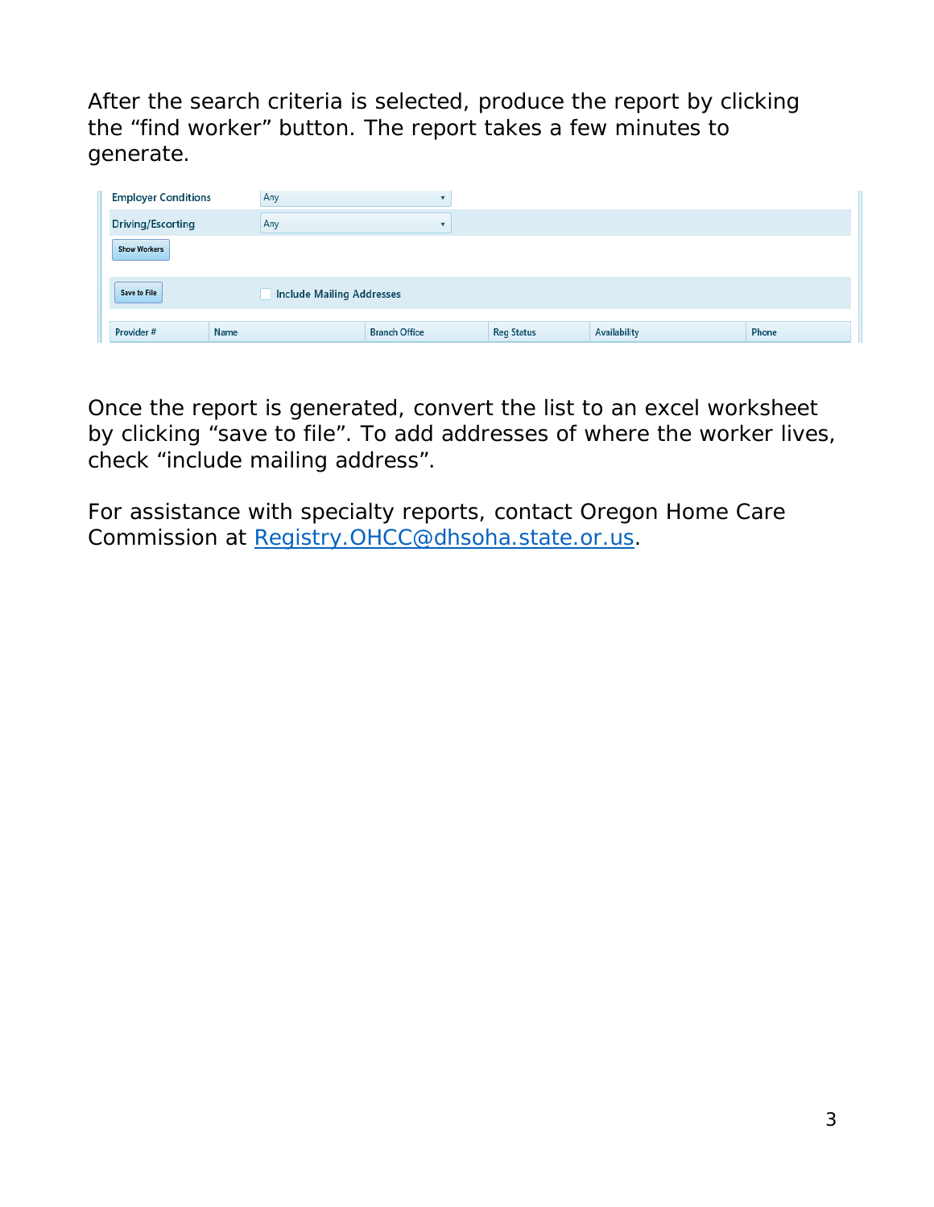After the search criteria is selected, produce the report by clicking the "find worker" button. The report takes a few minutes to generate.

Employer Conditions Any

Driving/Escorting Any

Show Workers

Save to File

Include Mailing Addresses

| Provider # | Name | Branch Office | Reg Status | Availability | Phone |
|---|---|---|---|---|---|

Once the report is generated, convert the list to an excel worksheet by clicking "save to file". To add addresses of where the worker lives, check "include mailing address".

For assistance with specialty reports, contact Oregon Home Care Commission at Registry.OHCC@dhsoha.state.or.us.